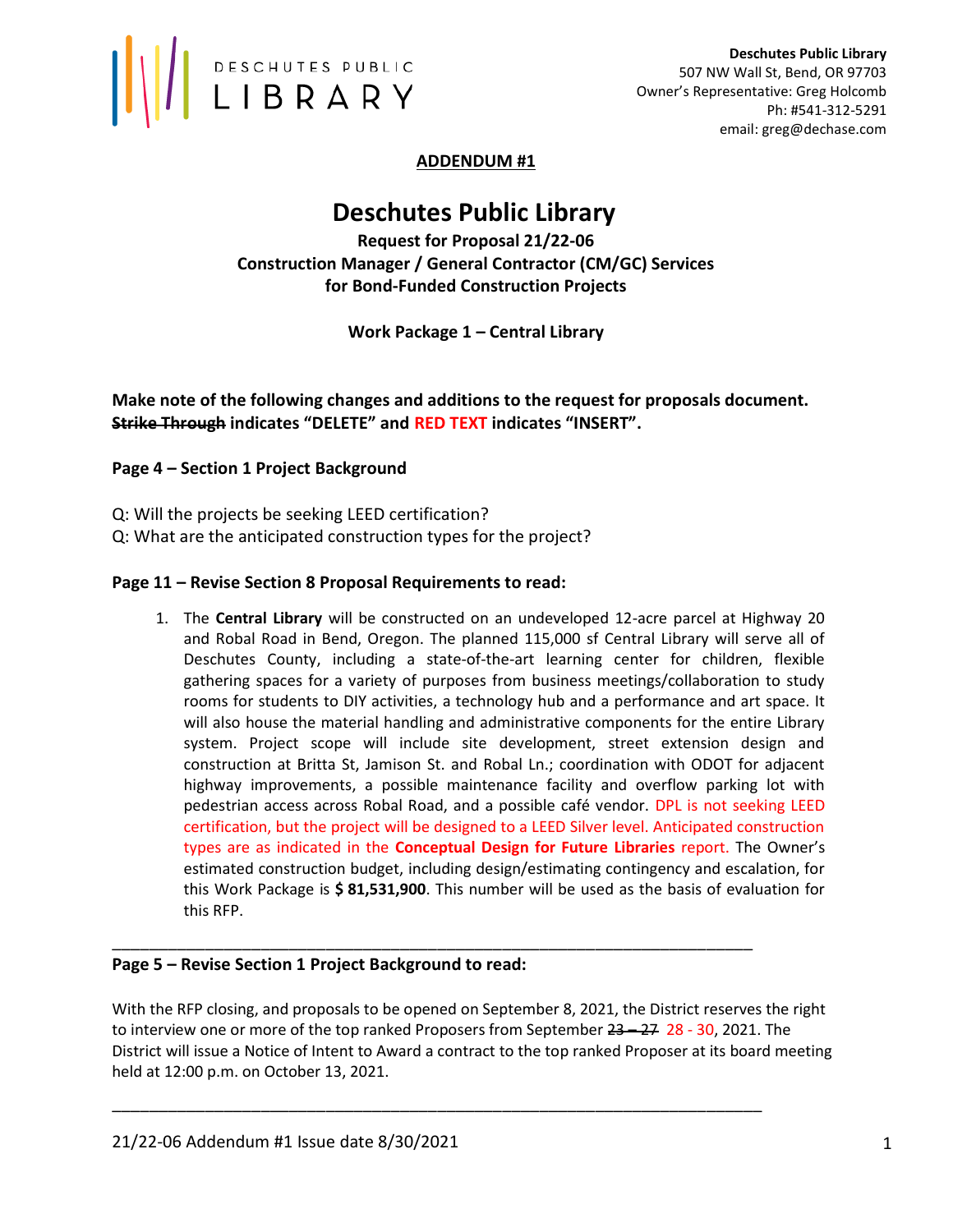**Deschutes Public Library**
507 NW Wall St, Bend, OR 97703
Owner's Representative: Greg Holcomb
Ph: #541-312-5291
email: greg@dechase.com

**ADDENDUM #1**

# Deschutes Public Library

**Request for Proposal 21/22-06**
**Construction Manager / General Contractor (CM/GC) Services**
**for Bond-Funded Construction Projects**

**Work Package 1 – Central Library**

**Make note of the following changes and additions to the request for proposals document. ~~Strike Through~~ indicates "DELETE" and RED TEXT indicates "INSERT".**

### Page 4 – Section 1 Project Background

Q: Will the projects be seeking LEED certification?
Q: What are the anticipated construction types for the project?

### Page 11 – Revise Section 8 Proposal Requirements to read:

1. The **Central Library** will be constructed on an undeveloped 12-acre parcel at Highway 20 and Robal Road in Bend, Oregon. The planned 115,000 sf Central Library will serve all of Deschutes County, including a state-of-the-art learning center for children, flexible gathering spaces for a variety of purposes from business meetings/collaboration to study rooms for students to DIY activities, a technology hub and a performance and art space. It will also house the material handling and administrative components for the entire Library system. Project scope will include site development, street extension design and construction at Britta St, Jamison St. and Robal Ln.; coordination with ODOT for adjacent highway improvements, a possible maintenance facility and overflow parking lot with pedestrian access across Robal Road, and a possible café vendor. DPL is not seeking LEED certification, but the project will be designed to a LEED Silver level. Anticipated construction types are as indicated in the **Conceptual Design for Future Libraries** report. The Owner's estimated construction budget, including design/estimating contingency and escalation, for this Work Package is **$ 81,531,900**. This number will be used as the basis of evaluation for this RFP.

---

### Page 5 – Revise Section 1 Project Background to read:

With the RFP closing, and proposals to be opened on September 8, 2021, the District reserves the right to interview one or more of the top ranked Proposers from September ~~23 – 27~~ 28 - 30, 2021. The District will issue a Notice of Intent to Award a contract to the top ranked Proposer at its board meeting held at 12:00 p.m. on October 13, 2021.

---

21/22-06 Addendum #1 Issue date 8/30/2021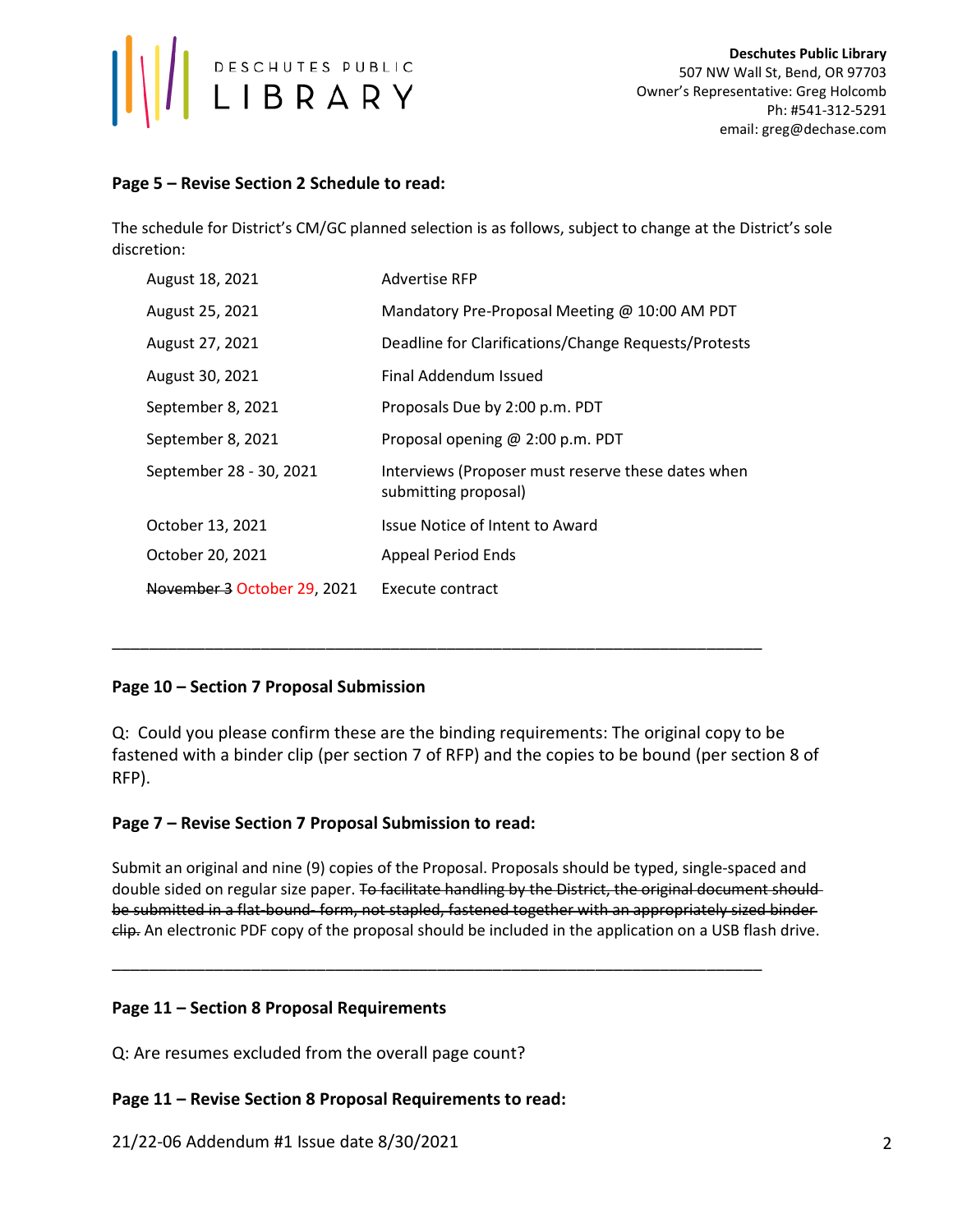**Deschutes Public Library**
507 NW Wall St, Bend, OR 97703
Owner's Representative: Greg Holcomb
Ph: #541-312-5291
email: greg@dechase.com

**Page 5 – Revise Section 2 Schedule to read:**

The schedule for District's CM/GC planned selection is as follows, subject to change at the District's sole discretion:

| | |
|---|---|
| August 18, 2021 | Advertise RFP |
| August 25, 2021 | Mandatory Pre-Proposal Meeting @ 10:00 AM PDT |
| August 27, 2021 | Deadline for Clarifications/Change Requests/Protests |
| August 30, 2021 | Final Addendum Issued |
| September 8, 2021 | Proposals Due by 2:00 p.m. PDT |
| September 8, 2021 | Proposal opening @ 2:00 p.m. PDT |
| September 28 - 30, 2021 | Interviews (Proposer must reserve these dates when submitting proposal) |
| October 13, 2021 | Issue Notice of Intent to Award |
| October 20, 2021 | Appeal Period Ends |
| ~~November 3~~ October 29, 2021 | Execute contract |

---

**Page 10 – Section 7 Proposal Submission**

Q: Could you please confirm these are the binding requirements: The original copy to be fastened with a binder clip (per section 7 of RFP) and the copies to be bound (per section 8 of RFP).

**Page 7 – Revise Section 7 Proposal Submission to read:**

Submit an original and nine (9) copies of the Proposal. Proposals should be typed, single-spaced and double sided on regular size paper. ~~To facilitate handling by the District, the original document should be submitted in a flat-bound- form, not stapled, fastened together with an appropriately sized binder clip.~~ An electronic PDF copy of the proposal should be included in the application on a USB flash drive.

---

**Page 11 – Section 8 Proposal Requirements**

Q: Are resumes excluded from the overall page count?

**Page 11 – Revise Section 8 Proposal Requirements to read:**

21/22-06 Addendum #1 Issue date 8/30/2021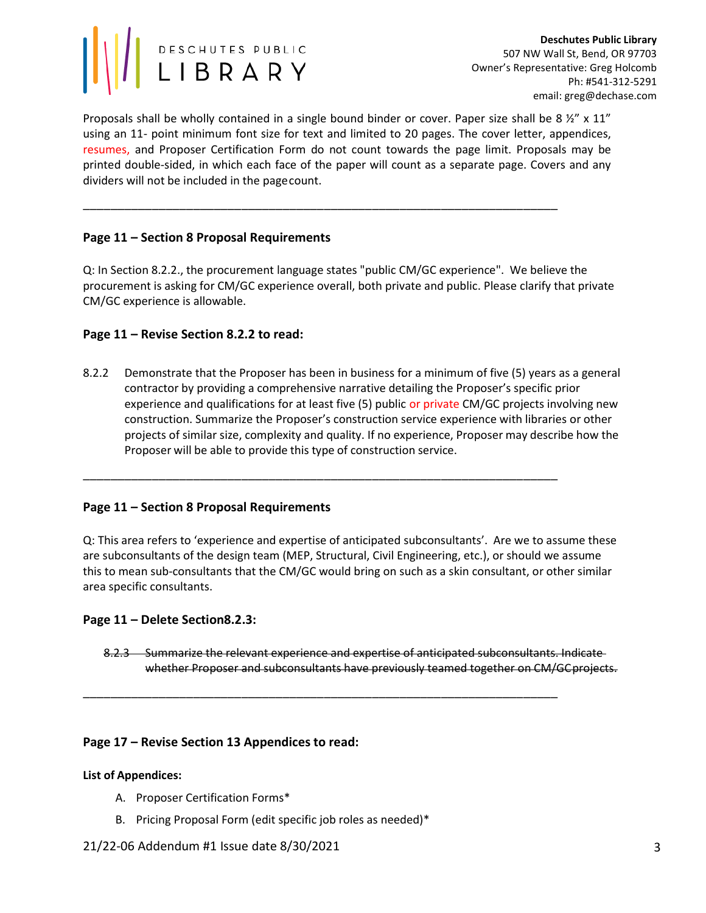Proposals shall be wholly contained in a single bound binder or cover. Paper size shall be 8 ½" x 11" using an 11- point minimum font size for text and limited to 20 pages. The cover letter, appendices, resumes, and Proposer Certification Form do not count towards the page limit. Proposals may be printed double-sided, in which each face of the paper will count as a separate page. Covers and any dividers will not be included in the pagecount.

---

### Page 11 – Section 8 Proposal Requirements

Q: In Section 8.2.2., the procurement language states "public CM/GC experience". We believe the procurement is asking for CM/GC experience overall, both private and public. Please clarify that private CM/GC experience is allowable.

### Page 11 – Revise Section 8.2.2 to read:

8.2.2 Demonstrate that the Proposer has been in business for a minimum of five (5) years as a general contractor by providing a comprehensive narrative detailing the Proposer's specific prior experience and qualifications for at least five (5) public or private CM/GC projects involving new construction. Summarize the Proposer's construction service experience with libraries or other projects of similar size, complexity and quality. If no experience, Proposer may describe how the Proposer will be able to provide this type of construction service.

---

### Page 11 – Section 8 Proposal Requirements

Q: This area refers to 'experience and expertise of anticipated subconsultants'. Are we to assume these are subconsultants of the design team (MEP, Structural, Civil Engineering, etc.), or should we assume this to mean sub-consultants that the CM/GC would bring on such as a skin consultant, or other similar area specific consultants.

### Page 11 – Delete Section8.2.3:

~~8.2.3 Summarize the relevant experience and expertise of anticipated subconsultants. Indicate whether Proposer and subconsultants have previously teamed together on CM/GCprojects.~~

---

### Page 17 – Revise Section 13 Appendices to read:

**List of Appendices:**

A. Proposer Certification Forms*
B. Pricing Proposal Form (edit specific job roles as needed)*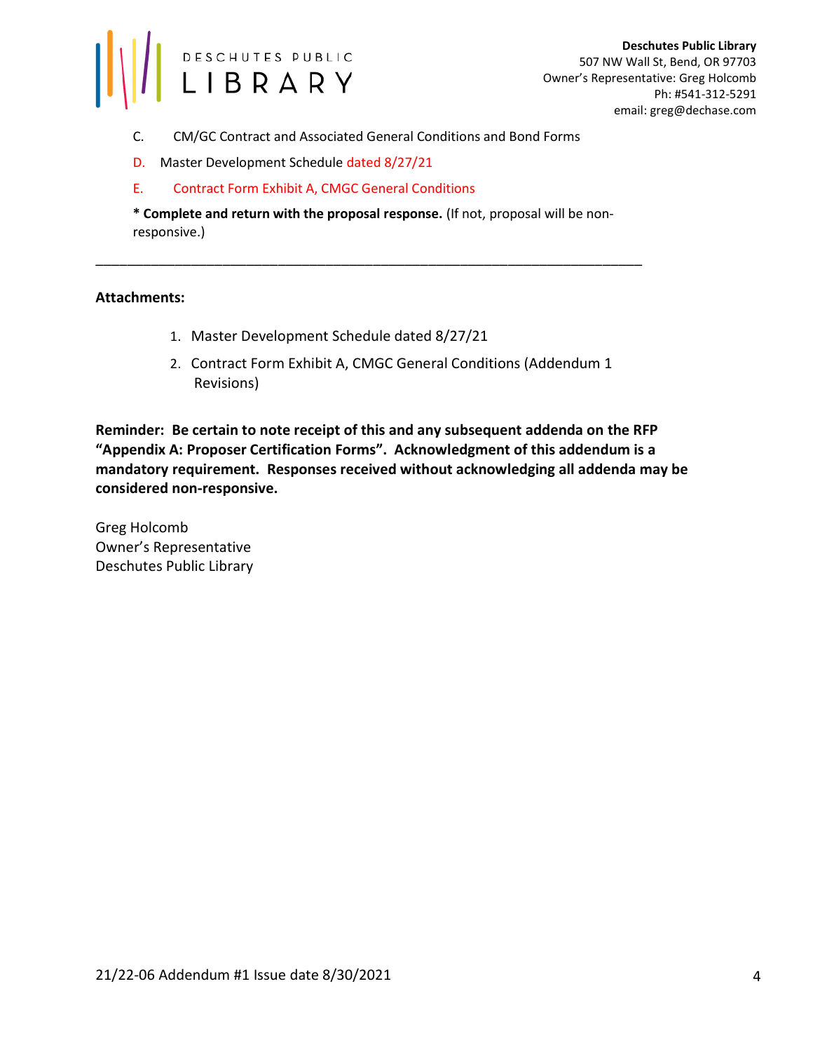C. CM/GC Contract and Associated General Conditions and Bond Forms

D. Master Development Schedule dated 8/27/21

E. Contract Form Exhibit A, CMGC General Conditions

**\* Complete and return with the proposal response.** (If not, proposal will be non-responsive.)

---

**Attachments:**

1. Master Development Schedule dated 8/27/21
2. Contract Form Exhibit A, CMGC General Conditions (Addendum 1 Revisions)

**Reminder: Be certain to note receipt of this and any subsequent addenda on the RFP "Appendix A: Proposer Certification Forms". Acknowledgment of this addendum is a mandatory requirement. Responses received without acknowledging all addenda may be considered non-responsive.**

Greg Holcomb
Owner's Representative
Deschutes Public Library